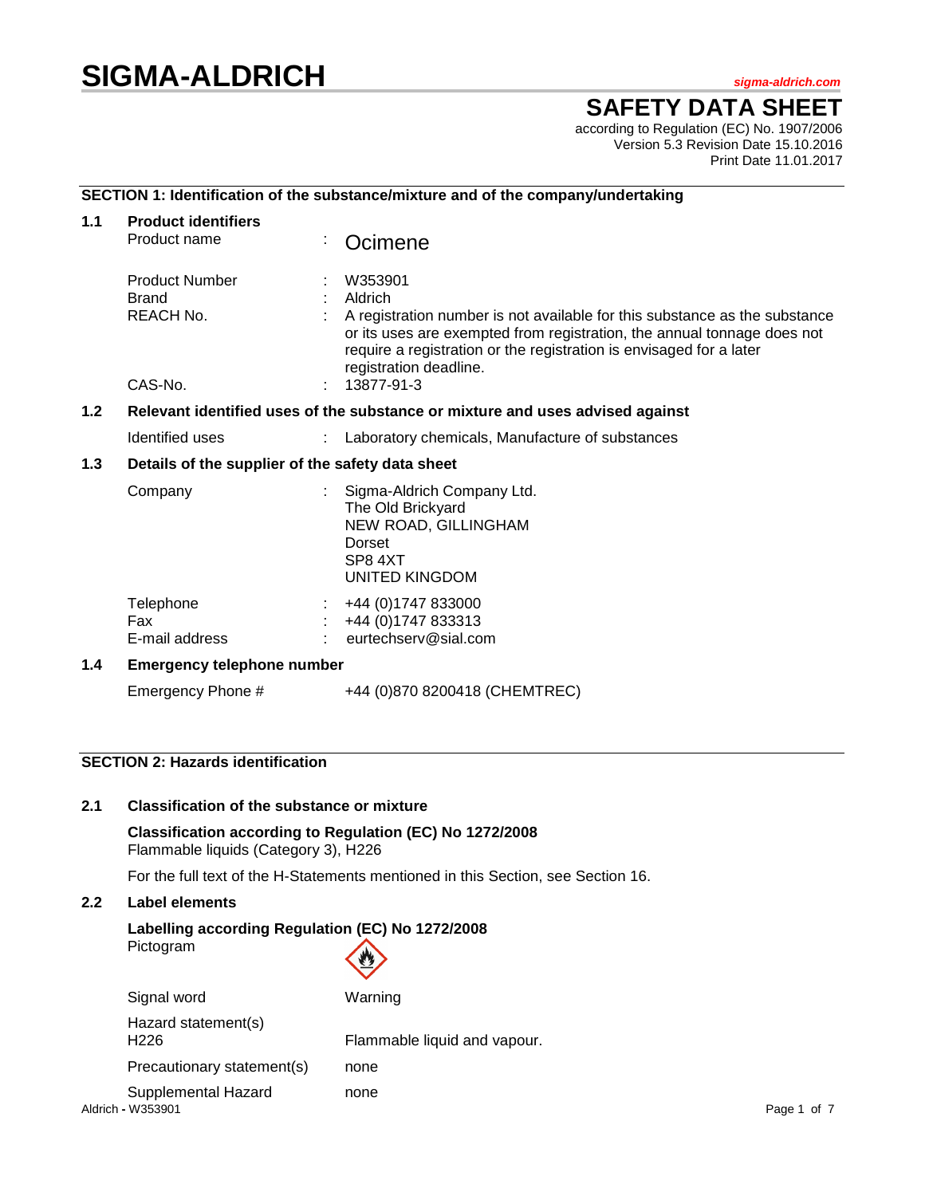# SIGMA-ALDRICH

sigma-aldrich.com

## SAFETY DATA SHEET

according to Regulation (EC) No. 1907/2006
Version 5.3 Revision Date 15.10.2016
Print Date 11.01.2017

### SECTION 1: Identification of the substance/mixture and of the company/undertaking

**1.1 Product identifiers**

| | | |
|---|---|---|
| Product name | : | Ocimene |
| Product Number | : | W353901 |
| Brand | : | Aldrich |
| REACH No. | : | A registration number is not available for this substance as the substance or its uses are exempted from registration, the annual tonnage does not require a registration or the registration is envisaged for a later registration deadline. |
| CAS-No. | : | 13877-91-3 |

**1.2 Relevant identified uses of the substance or mixture and uses advised against**

| | | |
|---|---|---|
| Identified uses | : | Laboratory chemicals, Manufacture of substances |

**1.3 Details of the supplier of the safety data sheet**

| | | |
|---|---|---|
| Company | : | Sigma-Aldrich Company Ltd.<br>The Old Brickyard<br>NEW ROAD, GILLINGHAM<br>Dorset<br>SP8 4XT<br>UNITED KINGDOM |
| Telephone | : | +44 (0)1747 833000 |
| Fax | : | +44 (0)1747 833313 |
| E-mail address | : | eurtechserv@sial.com |

**1.4 Emergency telephone number**

| | |
|---|---|
| Emergency Phone # | +44 (0)870 8200418 (CHEMTREC) |

### SECTION 2: Hazards identification

**2.1 Classification of the substance or mixture**

**Classification according to Regulation (EC) No 1272/2008**
Flammable liquids (Category 3), H226

For the full text of the H-Statements mentioned in this Section, see Section 16.

**2.2 Label elements**

**Labelling according Regulation (EC) No 1272/2008**

| | |
|---|---|
| Pictogram | |
| Signal word | Warning |
| Hazard statement(s)<br>H226 | Flammable liquid and vapour. |
| Precautionary statement(s) | none |
| Supplemental Hazard | none |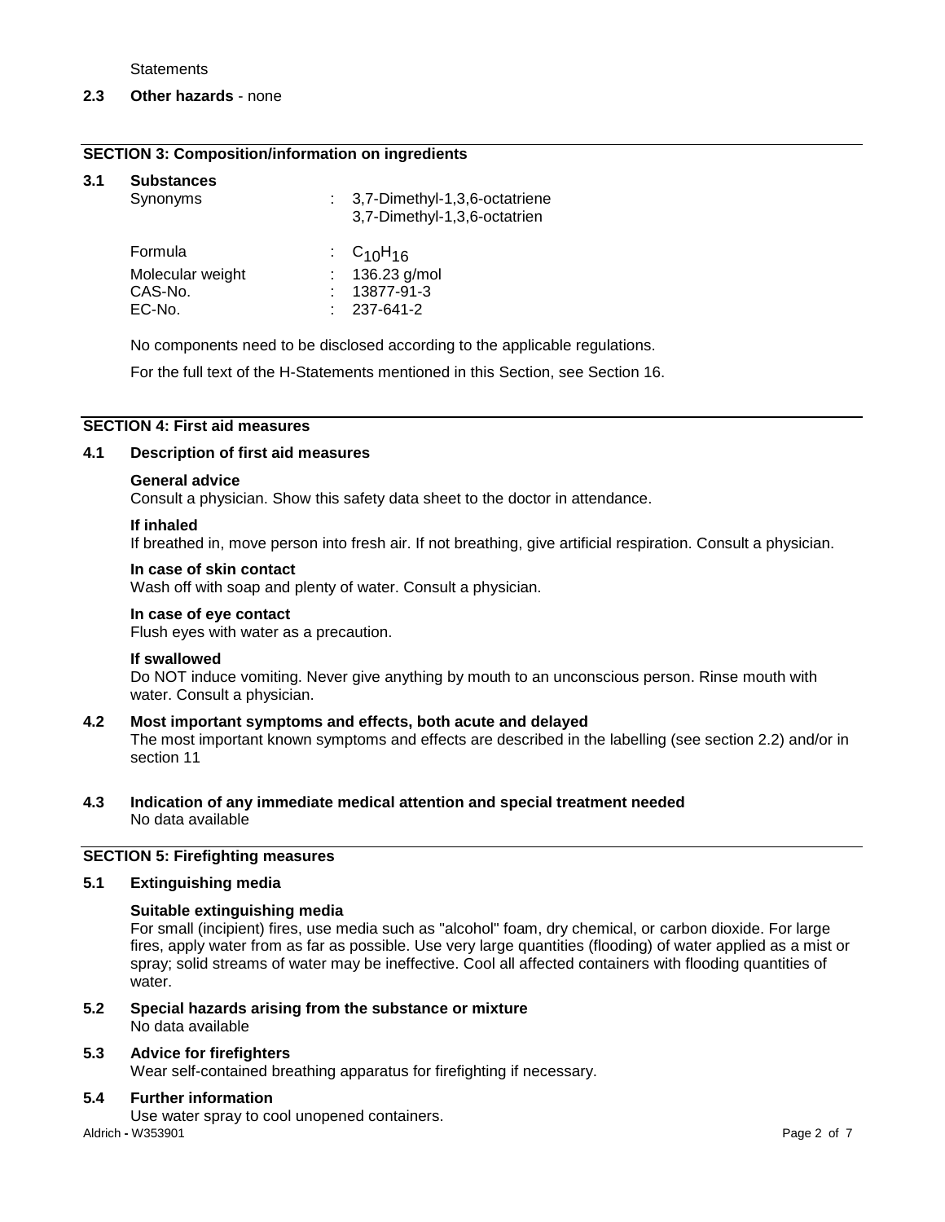Statements

**2.3 Other hazards** - none

## SECTION 3: Composition/information on ingredients

**3.1 Substances**

| | | |
|---|---|---|
| Synonyms | : | 3,7-Dimethyl-1,3,6-octatriene<br>3,7-Dimethyl-1,3,6-octatrien |
| Formula | : | $C_{10}H_{16}$ |
| Molecular weight | : | 136.23 g/mol |
| CAS-No. | : | 13877-91-3 |
| EC-No. | : | 237-641-2 |

No components need to be disclosed according to the applicable regulations.

For the full text of the H-Statements mentioned in this Section, see Section 16.

## SECTION 4: First aid measures

### 4.1 Description of first aid measures

**General advice**
Consult a physician. Show this safety data sheet to the doctor in attendance.

**If inhaled**
If breathed in, move person into fresh air. If not breathing, give artificial respiration. Consult a physician.

**In case of skin contact**
Wash off with soap and plenty of water. Consult a physician.

**In case of eye contact**
Flush eyes with water as a precaution.

**If swallowed**
Do NOT induce vomiting. Never give anything by mouth to an unconscious person. Rinse mouth with water. Consult a physician.

### 4.2 Most important symptoms and effects, both acute and delayed

The most important known symptoms and effects are described in the labelling (see section 2.2) and/or in section 11

### 4.3 Indication of any immediate medical attention and special treatment needed

No data available

## SECTION 5: Firefighting measures

### 5.1 Extinguishing media

**Suitable extinguishing media**
For small (incipient) fires, use media such as "alcohol" foam, dry chemical, or carbon dioxide. For large fires, apply water from as far as possible. Use very large quantities (flooding) of water applied as a mist or spray; solid streams of water may be ineffective. Cool all affected containers with flooding quantities of water.

### 5.2 Special hazards arising from the substance or mixture

No data available

### 5.3 Advice for firefighters

Wear self-contained breathing apparatus for firefighting if necessary.

### 5.4 Further information

Use water spray to cool unopened containers.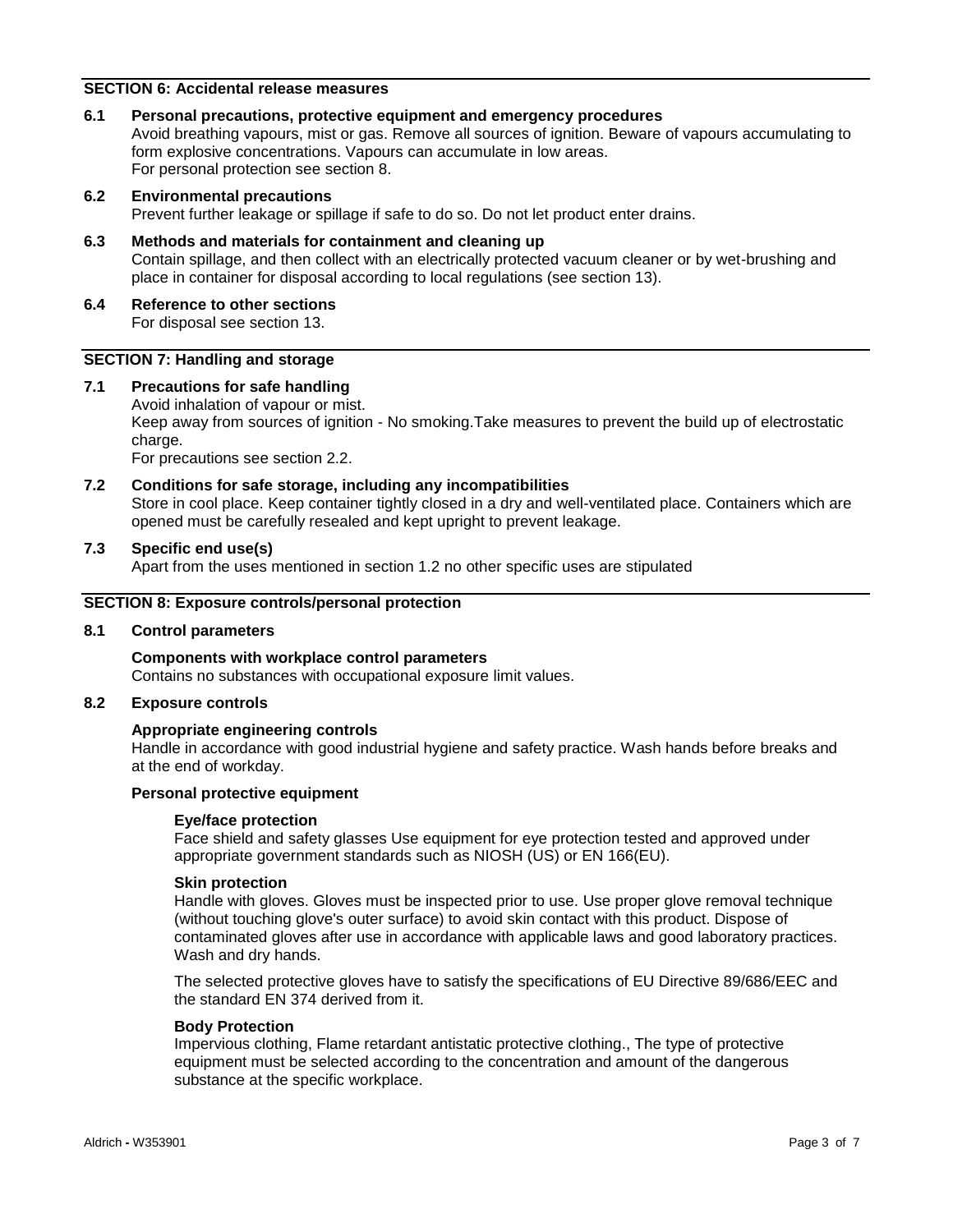## SECTION 6: Accidental release measures

### 6.1 Personal precautions, protective equipment and emergency procedures

Avoid breathing vapours, mist or gas. Remove all sources of ignition. Beware of vapours accumulating to form explosive concentrations. Vapours can accumulate in low areas.
For personal protection see section 8.

### 6.2 Environmental precautions

Prevent further leakage or spillage if safe to do so. Do not let product enter drains.

### 6.3 Methods and materials for containment and cleaning up

Contain spillage, and then collect with an electrically protected vacuum cleaner or by wet-brushing and place in container for disposal according to local regulations (see section 13).

### 6.4 Reference to other sections

For disposal see section 13.

## SECTION 7: Handling and storage

### 7.1 Precautions for safe handling

Avoid inhalation of vapour or mist.
Keep away from sources of ignition - No smoking.Take measures to prevent the build up of electrostatic charge.
For precautions see section 2.2.

### 7.2 Conditions for safe storage, including any incompatibilities

Store in cool place. Keep container tightly closed in a dry and well-ventilated place. Containers which are opened must be carefully resealed and kept upright to prevent leakage.

### 7.3 Specific end use(s)

Apart from the uses mentioned in section 1.2 no other specific uses are stipulated

## SECTION 8: Exposure controls/personal protection

### 8.1 Control parameters

**Components with workplace control parameters**
Contains no substances with occupational exposure limit values.

### 8.2 Exposure controls

**Appropriate engineering controls**
Handle in accordance with good industrial hygiene and safety practice. Wash hands before breaks and at the end of workday.

**Personal protective equipment**

**Eye/face protection**
Face shield and safety glasses Use equipment for eye protection tested and approved under appropriate government standards such as NIOSH (US) or EN 166(EU).

**Skin protection**
Handle with gloves. Gloves must be inspected prior to use. Use proper glove removal technique (without touching glove's outer surface) to avoid skin contact with this product. Dispose of contaminated gloves after use in accordance with applicable laws and good laboratory practices. Wash and dry hands.

The selected protective gloves have to satisfy the specifications of EU Directive 89/686/EEC and the standard EN 374 derived from it.

**Body Protection**
Impervious clothing, Flame retardant antistatic protective clothing., The type of protective equipment must be selected according to the concentration and amount of the dangerous substance at the specific workplace.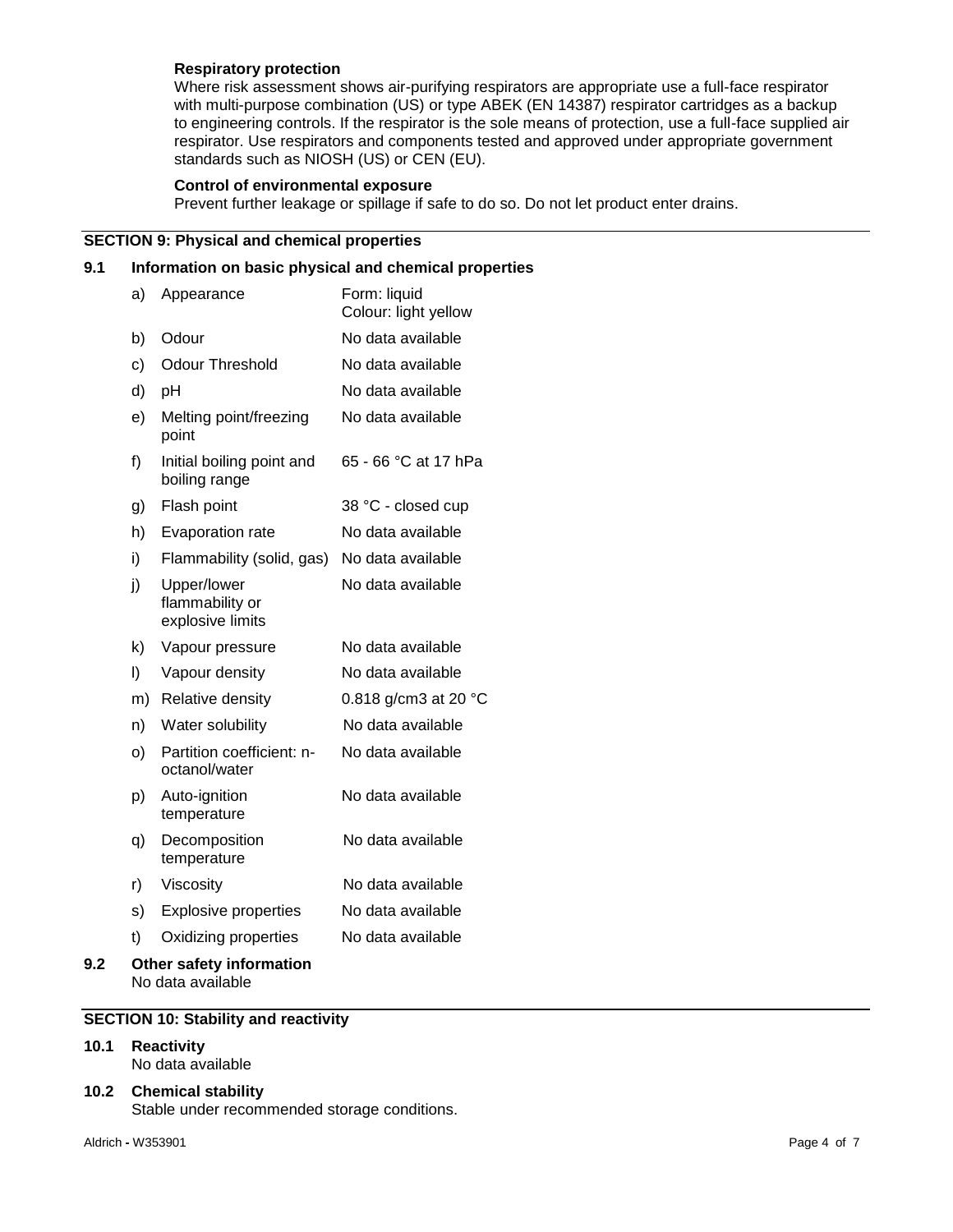**Respiratory protection**

Where risk assessment shows air-purifying respirators are appropriate use a full-face respirator with multi-purpose combination (US) or type ABEK (EN 14387) respirator cartridges as a backup to engineering controls. If the respirator is the sole means of protection, use a full-face supplied air respirator. Use respirators and components tested and approved under appropriate government standards such as NIOSH (US) or CEN (EU).

**Control of environmental exposure**

Prevent further leakage or spillage if safe to do so. Do not let product enter drains.

## SECTION 9: Physical and chemical properties

### 9.1 Information on basic physical and chemical properties

| | Property | Value |
|---|---|---|
| a) | Appearance | Form: liquid<br>Colour: light yellow |
| b) | Odour | No data available |
| c) | Odour Threshold | No data available |
| d) | pH | No data available |
| e) | Melting point/freezing point | No data available |
| f) | Initial boiling point and boiling range | 65 - 66 °C at 17 hPa |
| g) | Flash point | 38 °C - closed cup |
| h) | Evaporation rate | No data available |
| i) | Flammability (solid, gas) | No data available |
| j) | Upper/lower flammability or explosive limits | No data available |
| k) | Vapour pressure | No data available |
| l) | Vapour density | No data available |
| m) | Relative density | 0.818 g/cm3 at 20 °C |
| n) | Water solubility | No data available |
| o) | Partition coefficient: n-octanol/water | No data available |
| p) | Auto-ignition temperature | No data available |
| q) | Decomposition temperature | No data available |
| r) | Viscosity | No data available |
| s) | Explosive properties | No data available |
| t) | Oxidizing properties | No data available |

### 9.2 Other safety information

No data available

## SECTION 10: Stability and reactivity

### 10.1 Reactivity

No data available

### 10.2 Chemical stability

Stable under recommended storage conditions.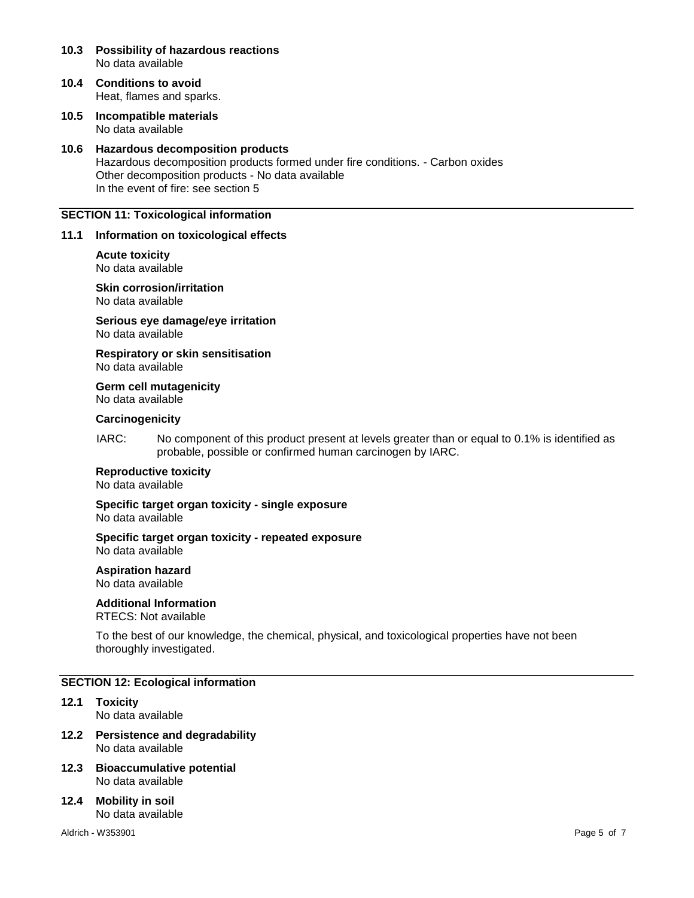### 10.3 Possibility of hazardous reactions
No data available

### 10.4 Conditions to avoid
Heat, flames and sparks.

### 10.5 Incompatible materials
No data available

### 10.6 Hazardous decomposition products
Hazardous decomposition products formed under fire conditions. - Carbon oxides
Other decomposition products - No data available
In the event of fire: see section 5

## SECTION 11: Toxicological information

### 11.1 Information on toxicological effects

**Acute toxicity**
No data available

**Skin corrosion/irritation**
No data available

**Serious eye damage/eye irritation**
No data available

**Respiratory or skin sensitisation**
No data available

**Germ cell mutagenicity**
No data available

**Carcinogenicity**

IARC: No component of this product present at levels greater than or equal to 0.1% is identified as probable, possible or confirmed human carcinogen by IARC.

**Reproductive toxicity**
No data available

**Specific target organ toxicity - single exposure**
No data available

**Specific target organ toxicity - repeated exposure**
No data available

**Aspiration hazard**
No data available

**Additional Information**
RTECS: Not available

To the best of our knowledge, the chemical, physical, and toxicological properties have not been thoroughly investigated.

## SECTION 12: Ecological information

### 12.1 Toxicity
No data available

### 12.2 Persistence and degradability
No data available

### 12.3 Bioaccumulative potential
No data available

### 12.4 Mobility in soil
No data available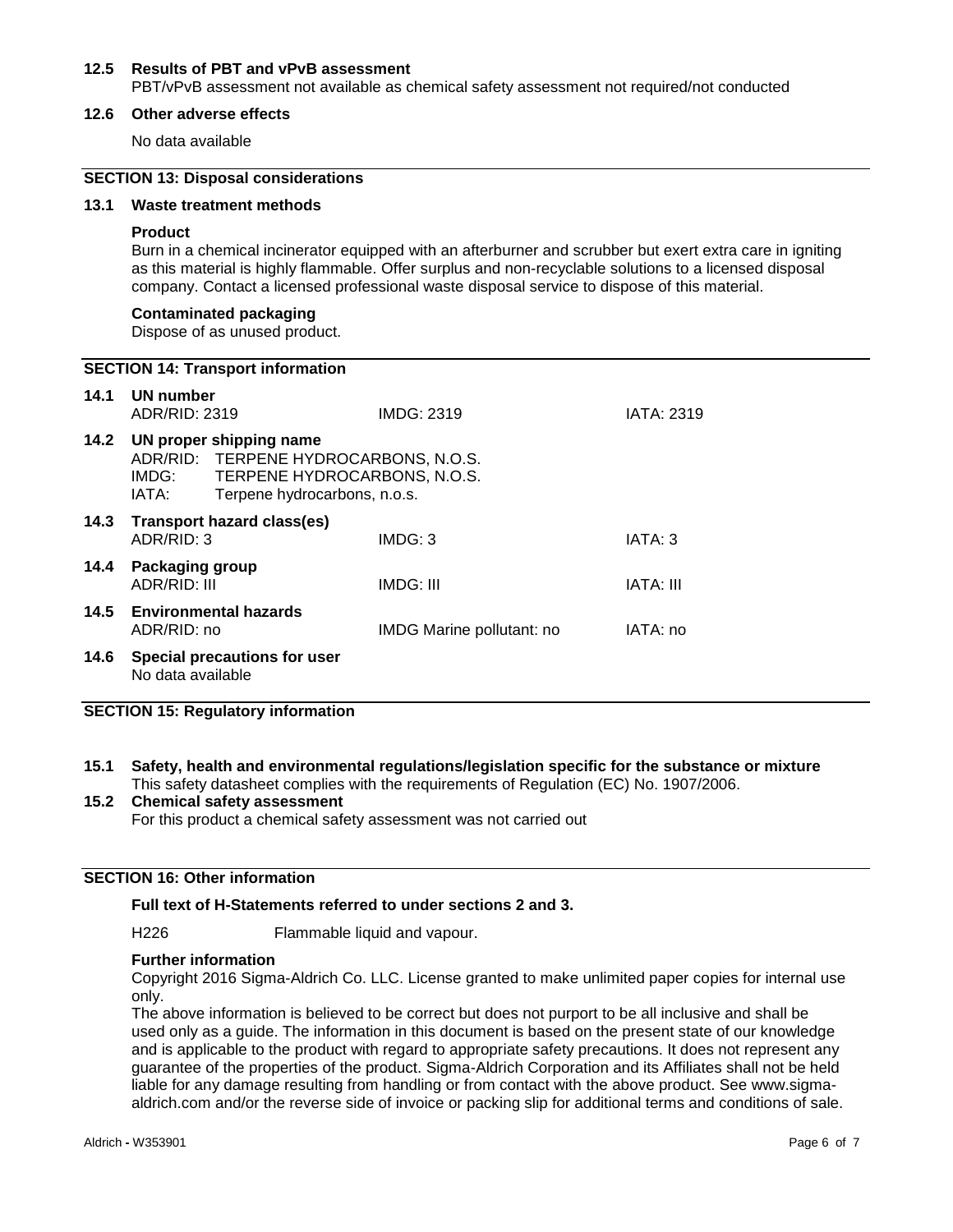### 12.5 Results of PBT and vPvB assessment

PBT/vPvB assessment not available as chemical safety assessment not required/not conducted

### 12.6 Other adverse effects

No data available

## SECTION 13: Disposal considerations

### 13.1 Waste treatment methods

**Product**

Burn in a chemical incinerator equipped with an afterburner and scrubber but exert extra care in igniting as this material is highly flammable. Offer surplus and non-recyclable solutions to a licensed disposal company. Contact a licensed professional waste disposal service to dispose of this material.

**Contaminated packaging**

Dispose of as unused product.

## SECTION 14: Transport information

### 14.1 UN number

| | | |
|---|---|---|
| ADR/RID: 2319 | IMDG: 2319 | IATA: 2319 |

### 14.2 UN proper shipping name

ADR/RID: TERPENE HYDROCARBONS, N.O.S.
IMDG: TERPENE HYDROCARBONS, N.O.S.
IATA: Terpene hydrocarbons, n.o.s.

### 14.3 Transport hazard class(es)

| | | |
|---|---|---|
| ADR/RID: 3 | IMDG: 3 | IATA: 3 |

### 14.4 Packaging group

| | | |
|---|---|---|
| ADR/RID: III | IMDG: III | IATA: III |

### 14.5 Environmental hazards

| | | |
|---|---|---|
| ADR/RID: no | IMDG Marine pollutant: no | IATA: no |

### 14.6 Special precautions for user

No data available

## SECTION 15: Regulatory information

### 15.1 Safety, health and environmental regulations/legislation specific for the substance or mixture

This safety datasheet complies with the requirements of Regulation (EC) No. 1907/2006.

### 15.2 Chemical safety assessment

For this product a chemical safety assessment was not carried out

## SECTION 16: Other information

**Full text of H-Statements referred to under sections 2 and 3.**

H226 Flammable liquid and vapour.

**Further information**

Copyright 2016 Sigma-Aldrich Co. LLC. License granted to make unlimited paper copies for internal use only.

The above information is believed to be correct but does not purport to be all inclusive and shall be used only as a guide. The information in this document is based on the present state of our knowledge and is applicable to the product with regard to appropriate safety precautions. It does not represent any guarantee of the properties of the product. Sigma-Aldrich Corporation and its Affiliates shall not be held liable for any damage resulting from handling or from contact with the above product. See www.sigma-aldrich.com and/or the reverse side of invoice or packing slip for additional terms and conditions of sale.